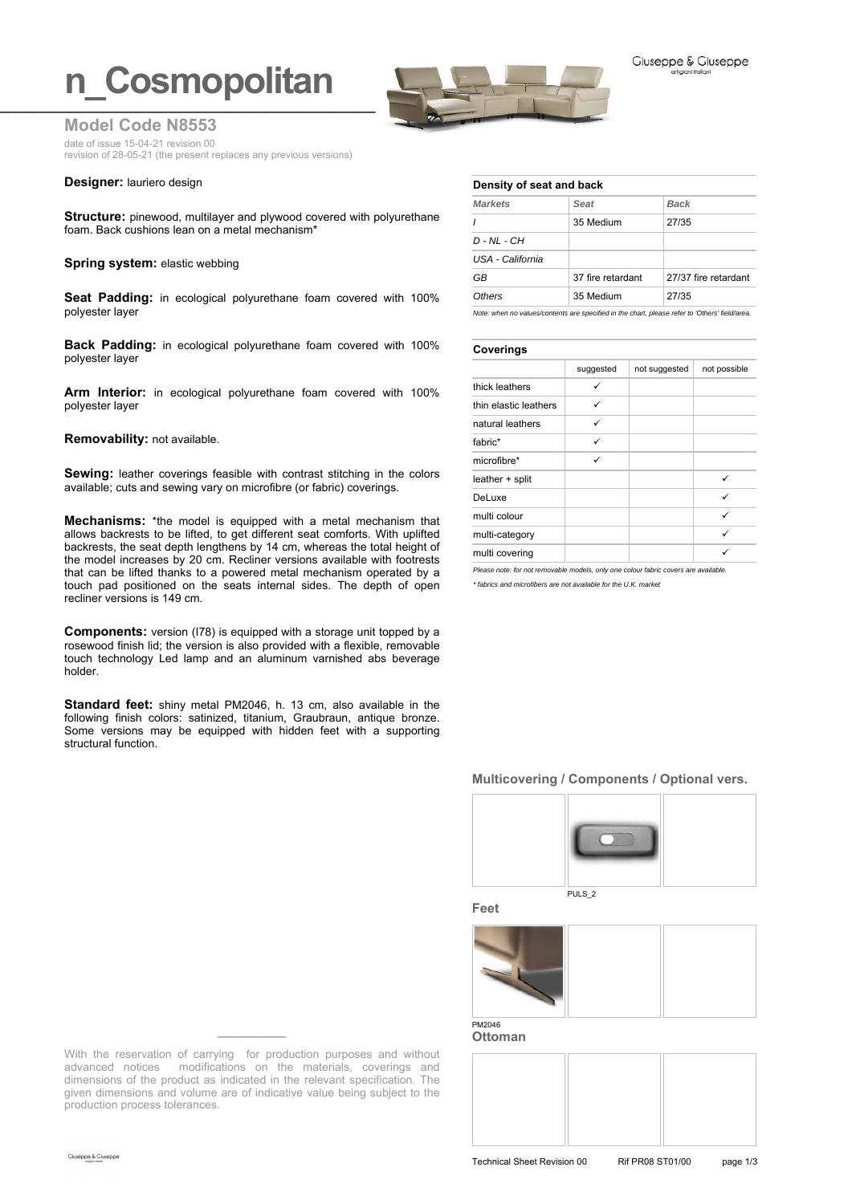# n_Cosmopolitan

Giuseppe & Giuseppe
artigiani italiani

## Model Code N8553

date of issue 15-04-21 revision 00
revision of 28-05-21 (the present replaces any previous versions)

**Designer:** lauriero design

**Structure:** pinewood, multilayer and plywood covered with polyurethane foam. Back cushions lean on a metal mechanism*

**Spring system:** elastic webbing

**Seat Padding:** in ecological polyurethane foam covered with 100% polyester layer

**Back Padding:** in ecological polyurethane foam covered with 100% polyester layer

**Arm Interior:** in ecological polyurethane foam covered with 100% polyester layer

**Removability:** not available.

**Sewing:** leather coverings feasible with contrast stitching in the colors available; cuts and sewing vary on microfibre (or fabric) coverings.

**Mechanisms:** *the model is equipped with a metal mechanism that allows backrests to be lifted, to get different seat comforts. With uplifted backrests, the seat depth lengthens by 14 cm, whereas the total height of the model increases by 20 cm. Recliner versions available with footrests that can be lifted thanks to a powered metal mechanism operated by a touch pad positioned on the seats internal sides. The depth of open recliner versions is 149 cm.

**Components:** version (I78) is equipped with a storage unit topped by a rosewood finish lid; the version is also provided with a flexible, removable touch technology Led lamp and an aluminum varnished abs beverage holder.

**Standard feet:** shiny metal PM2046, h. 13 cm, also available in the following finish colors: satinized, titanium, Graubraun, antique bronze. Some versions may be equipped with hidden feet with a supporting structural function.

### Density of seat and back

| Markets | Seat | Back |
|---|---|---|
| I | 35 Medium | 27/35 |
| D - NL - CH | | |
| USA - California | | |
| GB | 37 fire retardant | 27/37 fire retardant |
| Others | 35 Medium | 27/35 |

*Note: when no values/contents are specified in the chart, please refer to 'Others' field/area.*

### Coverings

| | suggested | not suggested | not possible |
|---|---|---|---|
| thick leathers | ✓ | | |
| thin elastic leathers | ✓ | | |
| natural leathers | ✓ | | |
| fabric* | ✓ | | |
| microfibre* | ✓ | | |
| leather + split | | | ✓ |
| DeLuxe | | | ✓ |
| multi colour | | | ✓ |
| multi-category | | | ✓ |
| multi covering | | | ✓ |

*Please note: for not removable models, only one colour fabric covers are available.*

** fabrics and microfibers are not available for the U.K. market*

### Multicovering / Components / Optional vers.

PULS_2

### Feet

PM2046

### Ottoman

With the reservation of carrying for production purposes and without advanced notices modifications on the materials, coverings and dimensions of the product as indicated in the relevant specification. The given dimensions and volume are of indicative value being subject to the production process tolerances.

Technical Sheet Revision 00 Rif PR08 ST01/00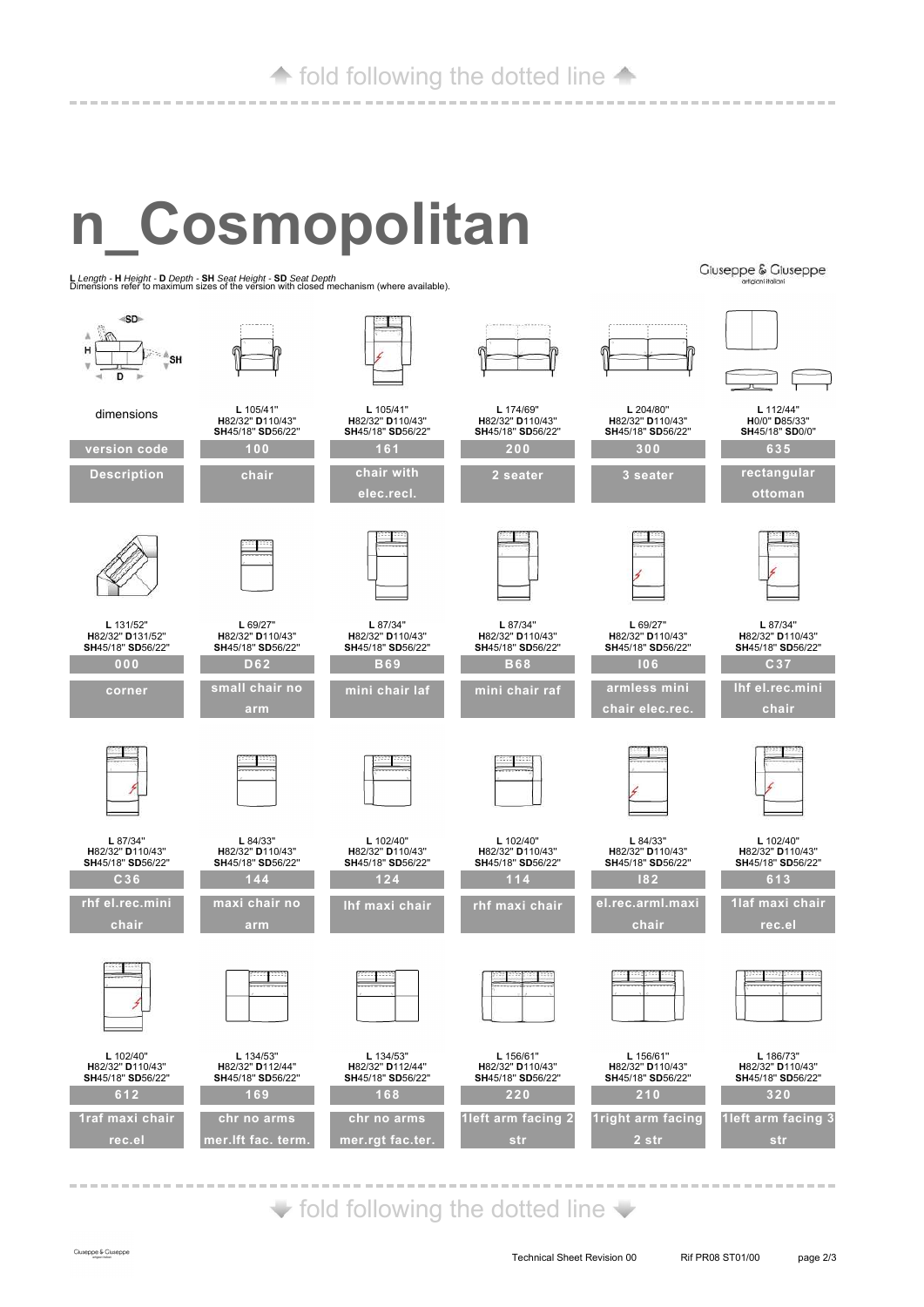↑ fold following the dotted line ↑

# n_Cosmopolitan

**L** *Length* - **H** *Height* - **D** *Depth* - **SH** *Seat Height* - **SD** *Seat Depth*
Dimensions refer to maximum sizes of the version with closed mechanism (where available).

Giuseppe & Giuseppe
artigiani italiani

| dimensions | L 105/41" H82/32" D110/43" SH45/18" SD56/22" | L 105/41" H82/32" D110/43" SH45/18" SD56/22" | L 174/69" H82/32" D110/43" SH45/18" SD56/22" | L 204/80" H82/32" D110/43" SH45/18" SD56/22" | L 112/44" H0/0" D85/33" SH45/18" SD0/0" |
|---|---|---|---|---|---|
| **version code** | 100 | 161 | 200 | 300 | 635 |
| **Description** | chair | chair with elec.recl. | 2 seater | 3 seater | rectangular ottoman |

| L 131/52" H82/32" D131/52" SH45/18" SD56/22" | L 69/27" H82/32" D110/43" SH45/18" SD56/22" | L 87/34" H82/32" D110/43" SH45/18" SD56/22" | L 87/34" H82/32" D110/43" SH45/18" SD56/22" | L 69/27" H82/32" D110/43" SH45/18" SD56/22" | L 87/34" H82/32" D110/43" SH45/18" SD56/22" |
|---|---|---|---|---|---|
| 000 | D62 | B69 | B68 | I06 | C37 |
| corner | small chair no arm | mini chair laf | mini chair raf | armless mini chair elec.rec. | lhf el.rec.mini chair |

| L 87/34" H82/32" D110/43" SH45/18" SD56/22" | L 84/33" H82/32" D110/43" SH45/18" SD56/22" | L 102/40" H82/32" D110/43" SH45/18" SD56/22" | L 102/40" H82/32" D110/43" SH45/18" SD56/22" | L 84/33" H82/32" D110/43" SH45/18" SD56/22" | L 102/40" H82/32" D110/43" SH45/18" SD56/22" |
|---|---|---|---|---|---|
| C36 | 144 | 124 | 114 | I82 | 613 |
| rhf el.rec.mini chair | maxi chair no arm | lhf maxi chair | rhf maxi chair | el.rec.arml.maxi chair | 1laf maxi chair rec.el |

| L 102/40" H82/32" D110/43" SH45/18" SD56/22" | L 134/53" H82/32" D112/44" SH45/18" SD56/22" | L 134/53" H82/32" D112/44" SH45/18" SD56/22" | L 156/61" H82/32" D110/43" SH45/18" SD56/22" | L 156/61" H82/32" D110/43" SH45/18" SD56/22" | L 186/73" H82/32" D110/43" SH45/18" SD56/22" |
|---|---|---|---|---|---|
| 612 | 169 | 168 | 220 | 210 | 320 |
| 1raf maxi chair rec.el | chr no arms mer.lft fac. term. | chr no arms mer.rgt fac.ter. | 1left arm facing 2 str | 1right arm facing 2 str | 1left arm facing 3 str |

↓ fold following the dotted line ↓

Technical Sheet Revision 00 Rif PR08 ST01/00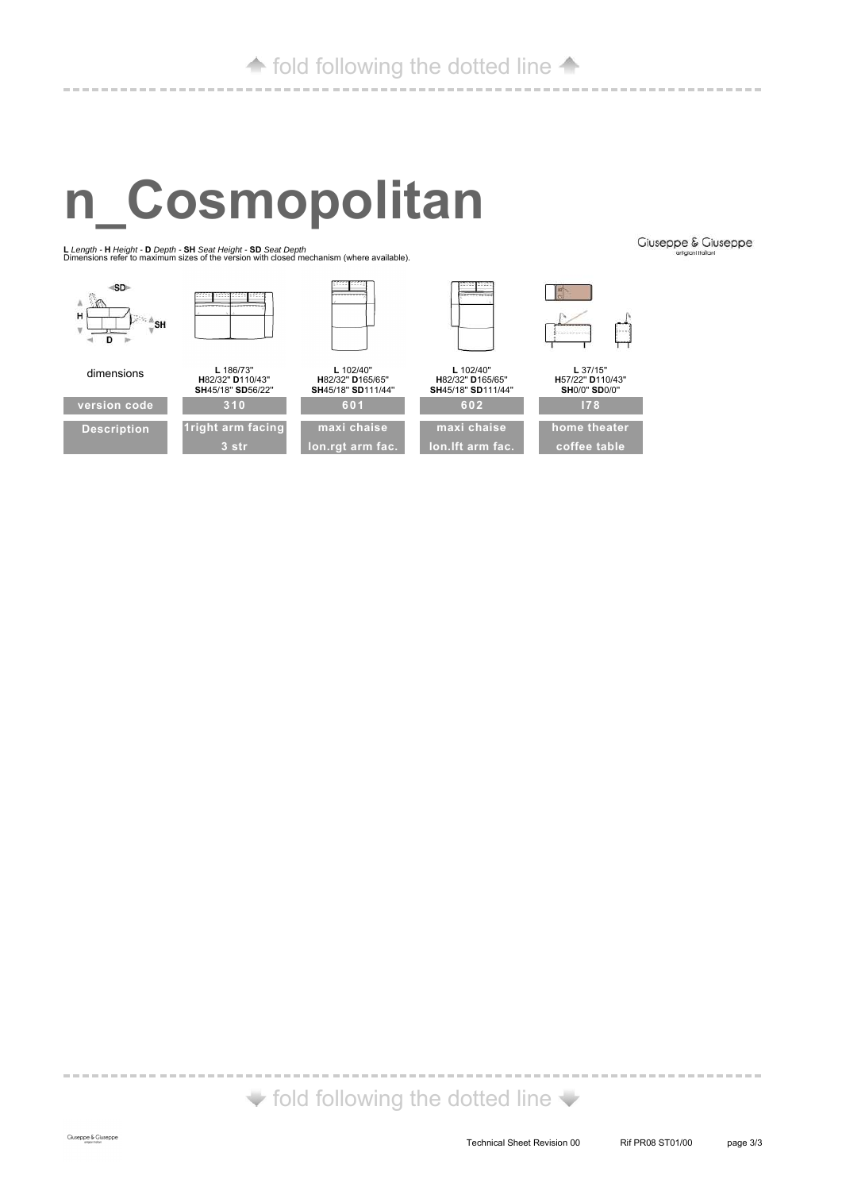↑ fold following the dotted line ↑

# n_Cosmopolitan

**L** *Length* - **H** *Height* - **D** *Depth* - **SH** *Seat Height* - **SD** *Seat Depth*
Dimensions refer to maximum sizes of the version with closed mechanism (where available).

Giuseppe & Giuseppe
artigiani italiani

| | | | | |
|---|---|---|---|---|
| dimensions | **L** 186/73" **H**82/32" **D**110/43" **SH**45/18" **SD**56/22" | **L** 102/40" **H**82/32" **D**165/65" **SH**45/18" **SD**111/44" | **L** 102/40" **H**82/32" **D**165/65" **SH**45/18" **SD**111/44" | **L** 37/15" **H**57/22" **D**110/43" **SH**0/0" **SD**0/0" |
| **version code** | **310** | **601** | **602** | **I78** |
| **Description** | **1right arm facing 3 str** | **maxi chaise lon.rgt arm fac.** | **maxi chaise lon.lft arm fac.** | **home theater coffee table** |

↓ fold following the dotted line ↓

Technical Sheet Revision 00 Rif PR08 ST01/00